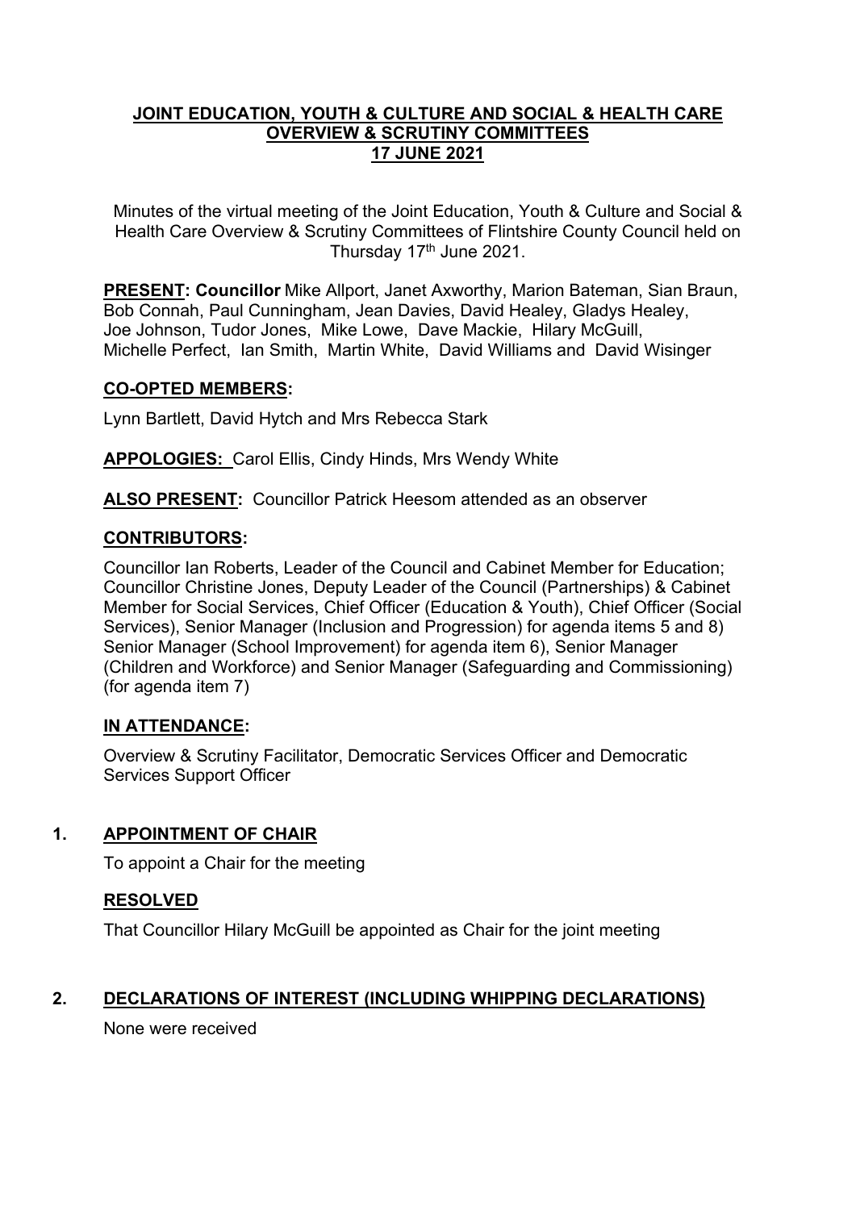# JOINT EDUCATION, YOUTH & CULTURE AND SOCIAL & HEALTH CARE OVERVIEW & SCRUTINY COMMITTEES
## 17 JUNE 2021

Minutes of the virtual meeting of the Joint Education, Youth & Culture and Social & Health Care Overview & Scrutiny Committees of Flintshire County Council held on Thursday 17th June 2021.

**PRESENT: Councillor** Mike Allport, Janet Axworthy, Marion Bateman, Sian Braun, Bob Connah, Paul Cunningham, Jean Davies, David Healey, Gladys Healey, Joe Johnson, Tudor Jones, Mike Lowe, Dave Mackie, Hilary McGuill, Michelle Perfect, Ian Smith, Martin White, David Williams and David Wisinger

**CO-OPTED MEMBERS:**

Lynn Bartlett, David Hytch and Mrs Rebecca Stark

**APPOLOGIES:** Carol Ellis, Cindy Hinds, Mrs Wendy White

**ALSO PRESENT:** Councillor Patrick Heesom attended as an observer

**CONTRIBUTORS:**

Councillor Ian Roberts, Leader of the Council and Cabinet Member for Education; Councillor Christine Jones, Deputy Leader of the Council (Partnerships) & Cabinet Member for Social Services, Chief Officer (Education & Youth), Chief Officer (Social Services), Senior Manager (Inclusion and Progression) for agenda items 5 and 8) Senior Manager (School Improvement) for agenda item 6), Senior Manager (Children and Workforce) and Senior Manager (Safeguarding and Commissioning) (for agenda item 7)

**IN ATTENDANCE:**

Overview & Scrutiny Facilitator, Democratic Services Officer and Democratic Services Support Officer

**1. APPOINTMENT OF CHAIR**

To appoint a Chair for the meeting

**RESOLVED**

That Councillor Hilary McGuill be appointed as Chair for the joint meeting

**2. DECLARATIONS OF INTEREST (INCLUDING WHIPPING DECLARATIONS)**

None were received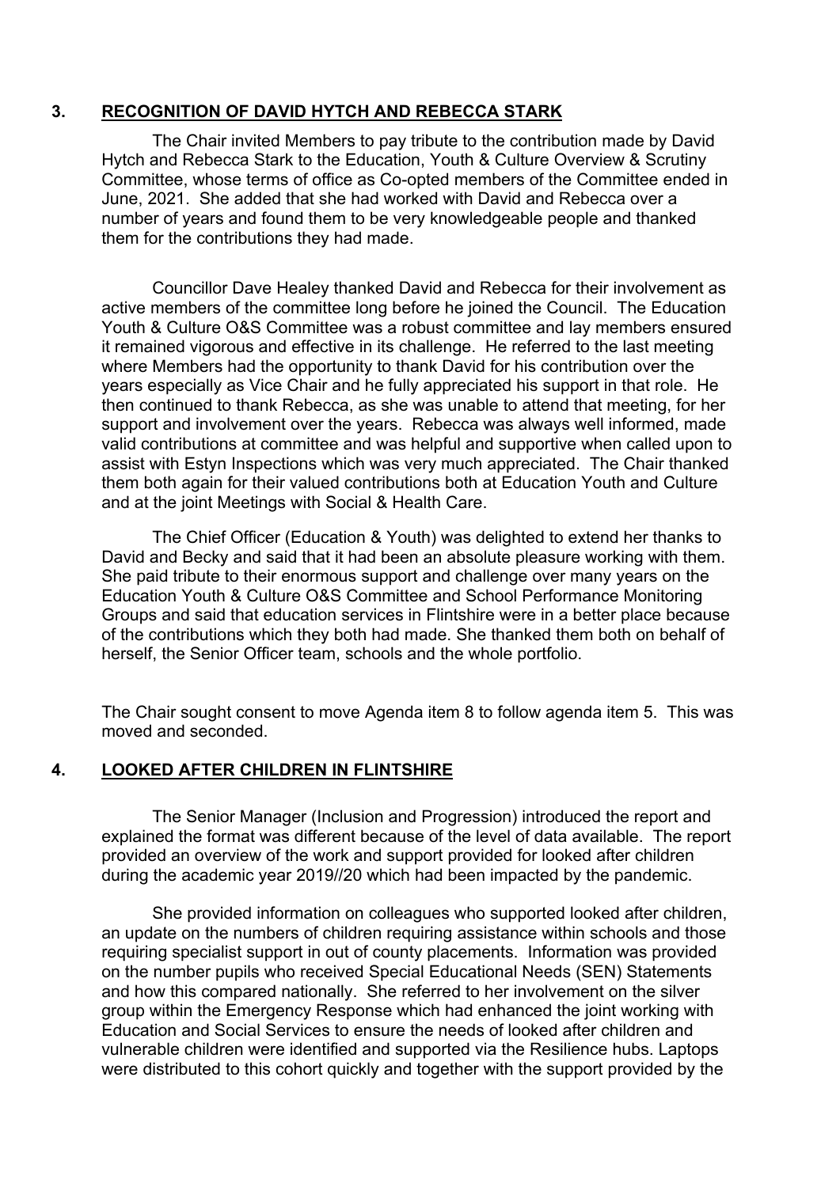## 3. RECOGNITION OF DAVID HYTCH AND REBECCA STARK

The Chair invited Members to pay tribute to the contribution made by David Hytch and Rebecca Stark to the Education, Youth & Culture Overview & Scrutiny Committee, whose terms of office as Co-opted members of the Committee ended in June, 2021. She added that she had worked with David and Rebecca over a number of years and found them to be very knowledgeable people and thanked them for the contributions they had made.

Councillor Dave Healey thanked David and Rebecca for their involvement as active members of the committee long before he joined the Council. The Education Youth & Culture O&S Committee was a robust committee and lay members ensured it remained vigorous and effective in its challenge. He referred to the last meeting where Members had the opportunity to thank David for his contribution over the years especially as Vice Chair and he fully appreciated his support in that role. He then continued to thank Rebecca, as she was unable to attend that meeting, for her support and involvement over the years. Rebecca was always well informed, made valid contributions at committee and was helpful and supportive when called upon to assist with Estyn Inspections which was very much appreciated. The Chair thanked them both again for their valued contributions both at Education Youth and Culture and at the joint Meetings with Social & Health Care.

The Chief Officer (Education & Youth) was delighted to extend her thanks to David and Becky and said that it had been an absolute pleasure working with them. She paid tribute to their enormous support and challenge over many years on the Education Youth & Culture O&S Committee and School Performance Monitoring Groups and said that education services in Flintshire were in a better place because of the contributions which they both had made. She thanked them both on behalf of herself, the Senior Officer team, schools and the whole portfolio.

The Chair sought consent to move Agenda item 8 to follow agenda item 5. This was moved and seconded.

## 4. LOOKED AFTER CHILDREN IN FLINTSHIRE

The Senior Manager (Inclusion and Progression) introduced the report and explained the format was different because of the level of data available. The report provided an overview of the work and support provided for looked after children during the academic year 2019//20 which had been impacted by the pandemic.

She provided information on colleagues who supported looked after children, an update on the numbers of children requiring assistance within schools and those requiring specialist support in out of county placements. Information was provided on the number pupils who received Special Educational Needs (SEN) Statements and how this compared nationally. She referred to her involvement on the silver group within the Emergency Response which had enhanced the joint working with Education and Social Services to ensure the needs of looked after children and vulnerable children were identified and supported via the Resilience hubs. Laptops were distributed to this cohort quickly and together with the support provided by the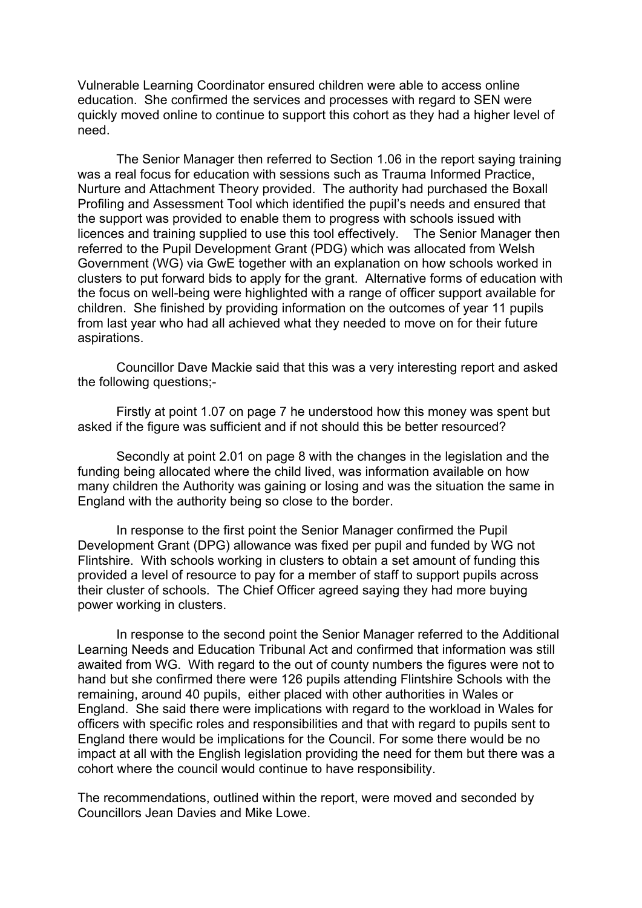Vulnerable Learning Coordinator ensured children were able to access online education. She confirmed the services and processes with regard to SEN were quickly moved online to continue to support this cohort as they had a higher level of need.

The Senior Manager then referred to Section 1.06 in the report saying training was a real focus for education with sessions such as Trauma Informed Practice, Nurture and Attachment Theory provided. The authority had purchased the Boxall Profiling and Assessment Tool which identified the pupil's needs and ensured that the support was provided to enable them to progress with schools issued with licences and training supplied to use this tool effectively. The Senior Manager then referred to the Pupil Development Grant (PDG) which was allocated from Welsh Government (WG) via GwE together with an explanation on how schools worked in clusters to put forward bids to apply for the grant. Alternative forms of education with the focus on well-being were highlighted with a range of officer support available for children. She finished by providing information on the outcomes of year 11 pupils from last year who had all achieved what they needed to move on for their future aspirations.

Councillor Dave Mackie said that this was a very interesting report and asked the following questions;-

Firstly at point 1.07 on page 7 he understood how this money was spent but asked if the figure was sufficient and if not should this be better resourced?

Secondly at point 2.01 on page 8 with the changes in the legislation and the funding being allocated where the child lived, was information available on how many children the Authority was gaining or losing and was the situation the same in England with the authority being so close to the border.

In response to the first point the Senior Manager confirmed the Pupil Development Grant (DPG) allowance was fixed per pupil and funded by WG not Flintshire. With schools working in clusters to obtain a set amount of funding this provided a level of resource to pay for a member of staff to support pupils across their cluster of schools. The Chief Officer agreed saying they had more buying power working in clusters.

In response to the second point the Senior Manager referred to the Additional Learning Needs and Education Tribunal Act and confirmed that information was still awaited from WG. With regard to the out of county numbers the figures were not to hand but she confirmed there were 126 pupils attending Flintshire Schools with the remaining, around 40 pupils, either placed with other authorities in Wales or England. She said there were implications with regard to the workload in Wales for officers with specific roles and responsibilities and that with regard to pupils sent to England there would be implications for the Council. For some there would be no impact at all with the English legislation providing the need for them but there was a cohort where the council would continue to have responsibility.

The recommendations, outlined within the report, were moved and seconded by Councillors Jean Davies and Mike Lowe.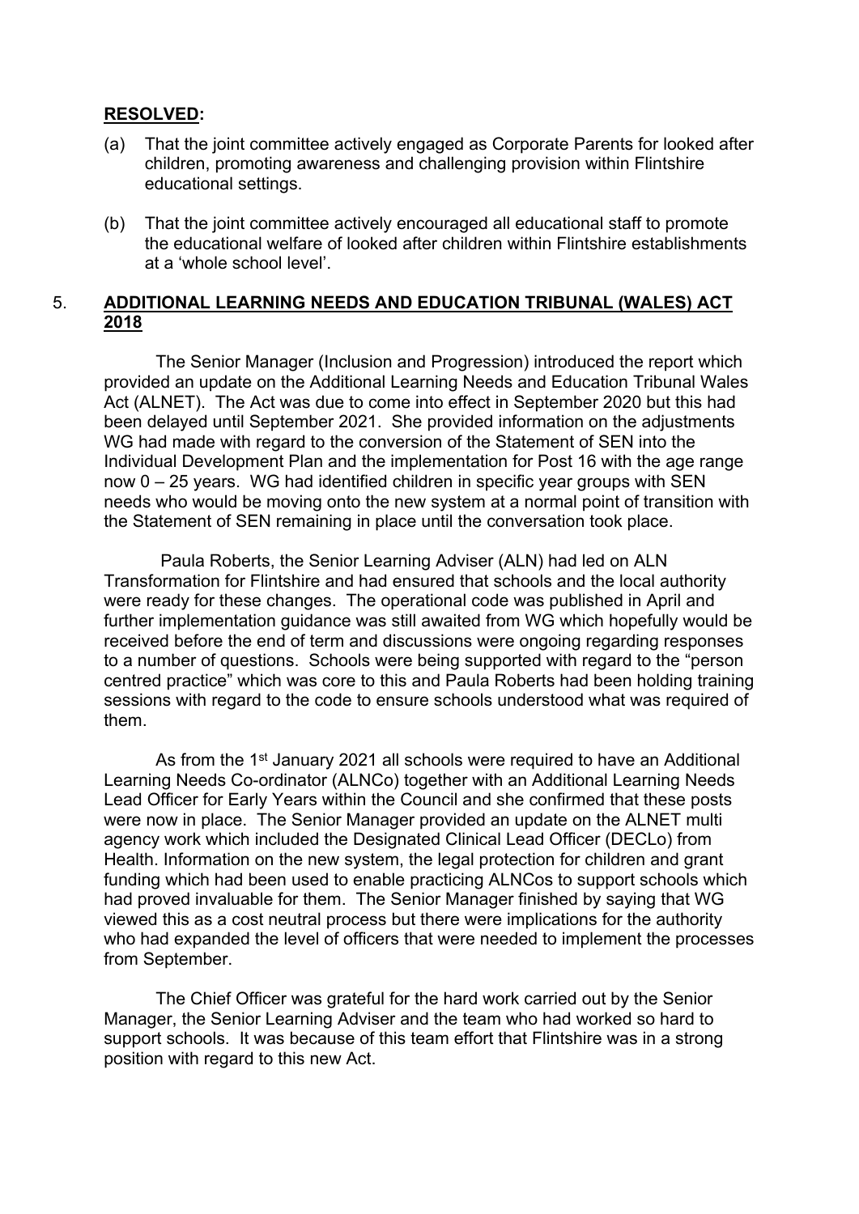**RESOLVED:**

(a) That the joint committee actively engaged as Corporate Parents for looked after children, promoting awareness and challenging provision within Flintshire educational settings.

(b) That the joint committee actively encouraged all educational staff to promote the educational welfare of looked after children within Flintshire establishments at a 'whole school level'.

## 5. ADDITIONAL LEARNING NEEDS AND EDUCATION TRIBUNAL (WALES) ACT 2018

The Senior Manager (Inclusion and Progression) introduced the report which provided an update on the Additional Learning Needs and Education Tribunal Wales Act (ALNET). The Act was due to come into effect in September 2020 but this had been delayed until September 2021. She provided information on the adjustments WG had made with regard to the conversion of the Statement of SEN into the Individual Development Plan and the implementation for Post 16 with the age range now 0 – 25 years. WG had identified children in specific year groups with SEN needs who would be moving onto the new system at a normal point of transition with the Statement of SEN remaining in place until the conversation took place.

Paula Roberts, the Senior Learning Adviser (ALN) had led on ALN Transformation for Flintshire and had ensured that schools and the local authority were ready for these changes. The operational code was published in April and further implementation guidance was still awaited from WG which hopefully would be received before the end of term and discussions were ongoing regarding responses to a number of questions. Schools were being supported with regard to the "person centred practice" which was core to this and Paula Roberts had been holding training sessions with regard to the code to ensure schools understood what was required of them.

As from the 1st January 2021 all schools were required to have an Additional Learning Needs Co-ordinator (ALNCo) together with an Additional Learning Needs Lead Officer for Early Years within the Council and she confirmed that these posts were now in place. The Senior Manager provided an update on the ALNET multi agency work which included the Designated Clinical Lead Officer (DECLo) from Health. Information on the new system, the legal protection for children and grant funding which had been used to enable practicing ALNCos to support schools which had proved invaluable for them. The Senior Manager finished by saying that WG viewed this as a cost neutral process but there were implications for the authority who had expanded the level of officers that were needed to implement the processes from September.

The Chief Officer was grateful for the hard work carried out by the Senior Manager, the Senior Learning Adviser and the team who had worked so hard to support schools. It was because of this team effort that Flintshire was in a strong position with regard to this new Act.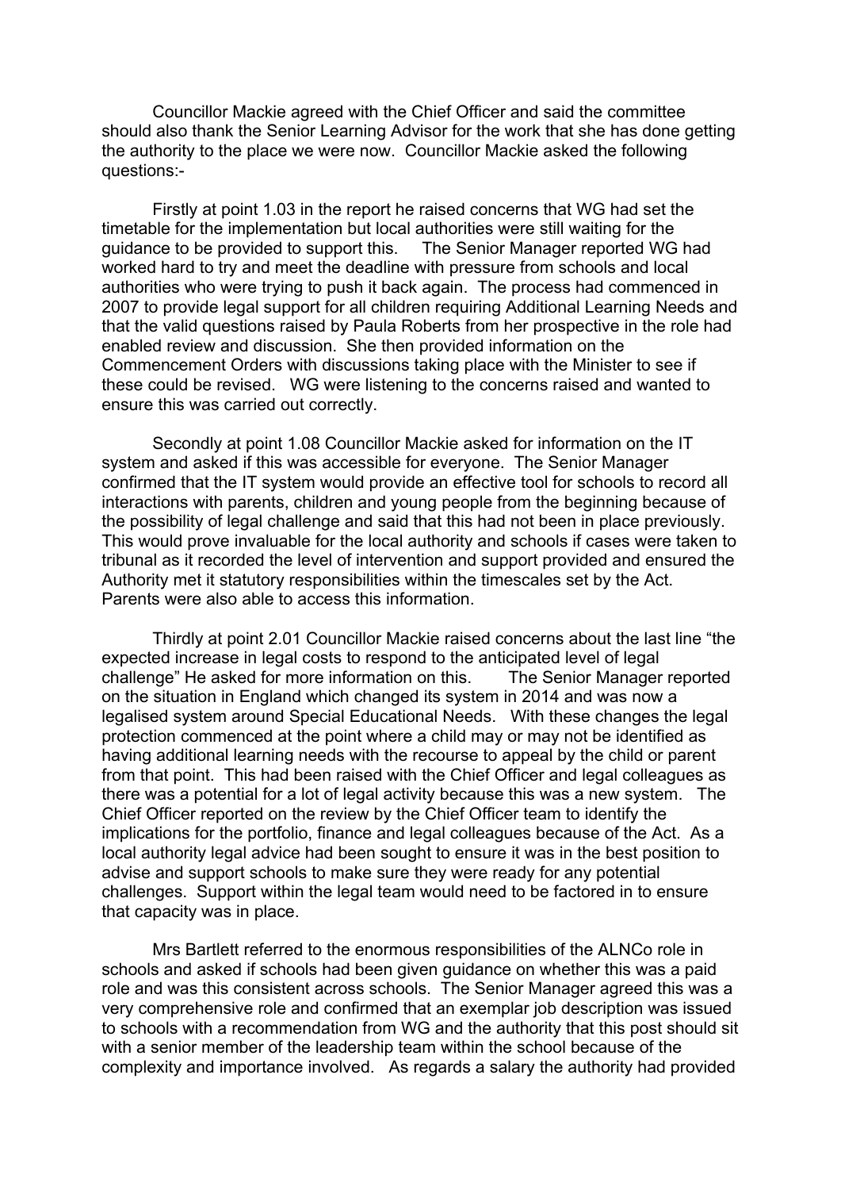Councillor Mackie agreed with the Chief Officer and said the committee should also thank the Senior Learning Advisor for the work that she has done getting the authority to the place we were now. Councillor Mackie asked the following questions:-

Firstly at point 1.03 in the report he raised concerns that WG had set the timetable for the implementation but local authorities were still waiting for the guidance to be provided to support this. The Senior Manager reported WG had worked hard to try and meet the deadline with pressure from schools and local authorities who were trying to push it back again. The process had commenced in 2007 to provide legal support for all children requiring Additional Learning Needs and that the valid questions raised by Paula Roberts from her prospective in the role had enabled review and discussion. She then provided information on the Commencement Orders with discussions taking place with the Minister to see if these could be revised. WG were listening to the concerns raised and wanted to ensure this was carried out correctly.

Secondly at point 1.08 Councillor Mackie asked for information on the IT system and asked if this was accessible for everyone. The Senior Manager confirmed that the IT system would provide an effective tool for schools to record all interactions with parents, children and young people from the beginning because of the possibility of legal challenge and said that this had not been in place previously. This would prove invaluable for the local authority and schools if cases were taken to tribunal as it recorded the level of intervention and support provided and ensured the Authority met it statutory responsibilities within the timescales set by the Act. Parents were also able to access this information.

Thirdly at point 2.01 Councillor Mackie raised concerns about the last line "the expected increase in legal costs to respond to the anticipated level of legal challenge" He asked for more information on this. The Senior Manager reported on the situation in England which changed its system in 2014 and was now a legalised system around Special Educational Needs. With these changes the legal protection commenced at the point where a child may or may not be identified as having additional learning needs with the recourse to appeal by the child or parent from that point. This had been raised with the Chief Officer and legal colleagues as there was a potential for a lot of legal activity because this was a new system. The Chief Officer reported on the review by the Chief Officer team to identify the implications for the portfolio, finance and legal colleagues because of the Act. As a local authority legal advice had been sought to ensure it was in the best position to advise and support schools to make sure they were ready for any potential challenges. Support within the legal team would need to be factored in to ensure that capacity was in place.

Mrs Bartlett referred to the enormous responsibilities of the ALNCo role in schools and asked if schools had been given guidance on whether this was a paid role and was this consistent across schools. The Senior Manager agreed this was a very comprehensive role and confirmed that an exemplar job description was issued to schools with a recommendation from WG and the authority that this post should sit with a senior member of the leadership team within the school because of the complexity and importance involved. As regards a salary the authority had provided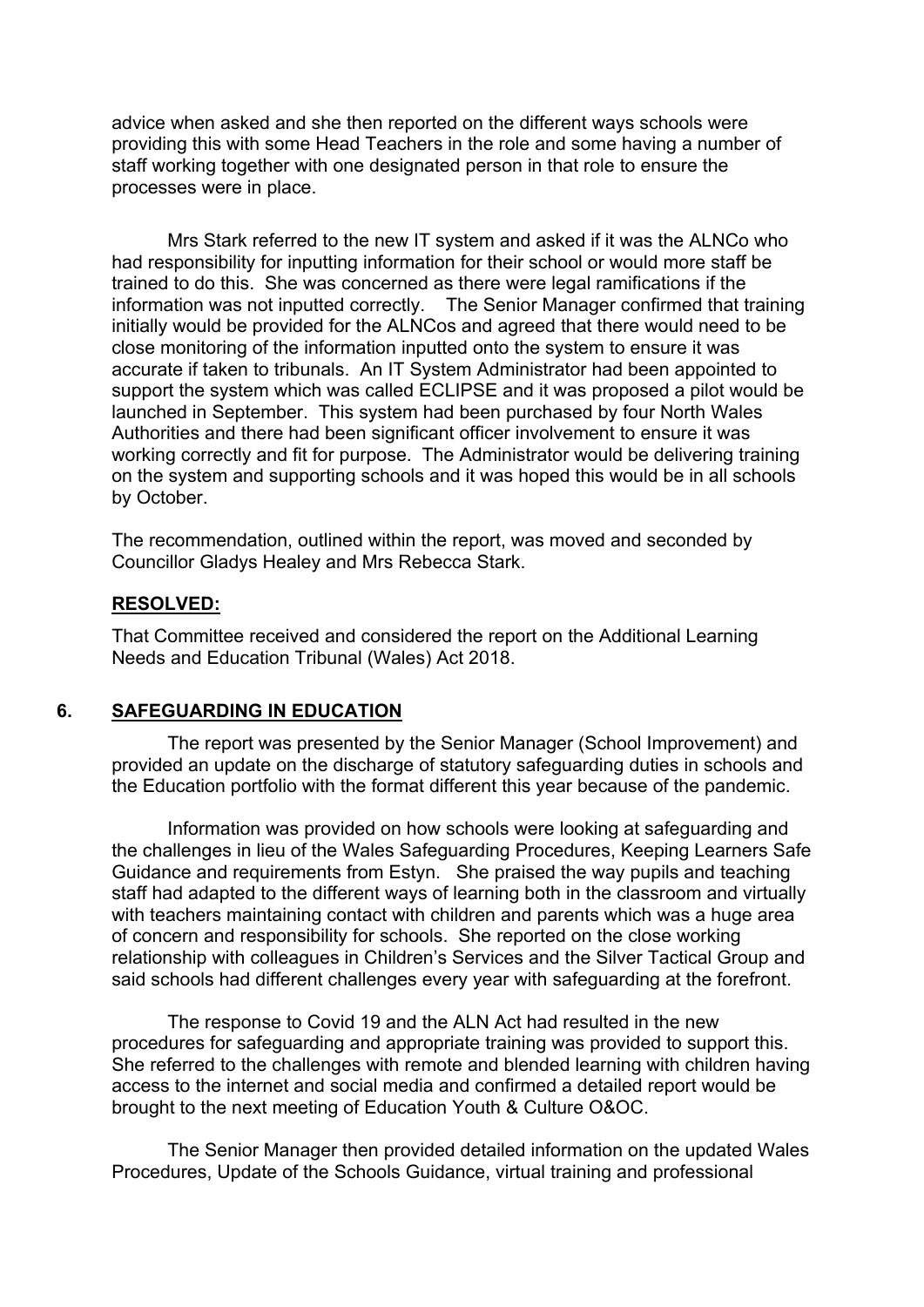advice when asked and she then reported on the different ways schools were providing this with some Head Teachers in the role and some having a number of staff working together with one designated person in that role to ensure the processes were in place.

Mrs Stark referred to the new IT system and asked if it was the ALNCo who had responsibility for inputting information for their school or would more staff be trained to do this. She was concerned as there were legal ramifications if the information was not inputted correctly. The Senior Manager confirmed that training initially would be provided for the ALNCos and agreed that there would need to be close monitoring of the information inputted onto the system to ensure it was accurate if taken to tribunals. An IT System Administrator had been appointed to support the system which was called ECLIPSE and it was proposed a pilot would be launched in September. This system had been purchased by four North Wales Authorities and there had been significant officer involvement to ensure it was working correctly and fit for purpose. The Administrator would be delivering training on the system and supporting schools and it was hoped this would be in all schools by October.

The recommendation, outlined within the report, was moved and seconded by Councillor Gladys Healey and Mrs Rebecca Stark.

**RESOLVED:**

That Committee received and considered the report on the Additional Learning Needs and Education Tribunal (Wales) Act 2018.

## 6. SAFEGUARDING IN EDUCATION

The report was presented by the Senior Manager (School Improvement) and provided an update on the discharge of statutory safeguarding duties in schools and the Education portfolio with the format different this year because of the pandemic.

Information was provided on how schools were looking at safeguarding and the challenges in lieu of the Wales Safeguarding Procedures, Keeping Learners Safe Guidance and requirements from Estyn. She praised the way pupils and teaching staff had adapted to the different ways of learning both in the classroom and virtually with teachers maintaining contact with children and parents which was a huge area of concern and responsibility for schools. She reported on the close working relationship with colleagues in Children's Services and the Silver Tactical Group and said schools had different challenges every year with safeguarding at the forefront.

The response to Covid 19 and the ALN Act had resulted in the new procedures for safeguarding and appropriate training was provided to support this. She referred to the challenges with remote and blended learning with children having access to the internet and social media and confirmed a detailed report would be brought to the next meeting of Education Youth & Culture O&OC.

The Senior Manager then provided detailed information on the updated Wales Procedures, Update of the Schools Guidance, virtual training and professional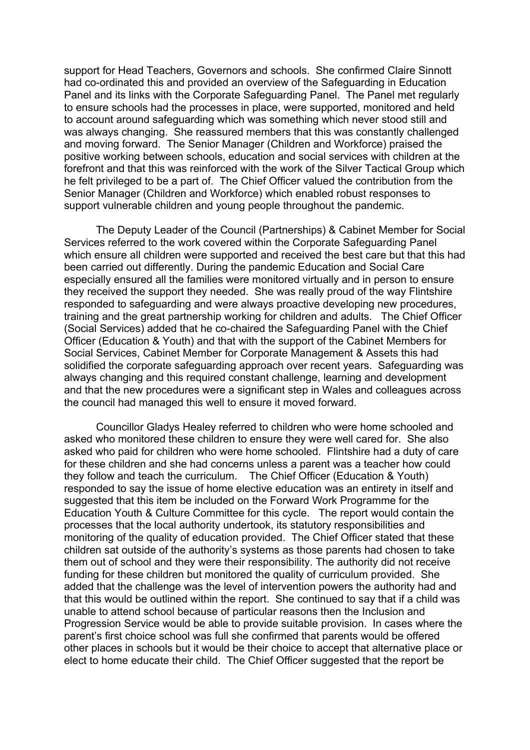support for Head Teachers, Governors and schools. She confirmed Claire Sinnott had co-ordinated this and provided an overview of the Safeguarding in Education Panel and its links with the Corporate Safeguarding Panel. The Panel met regularly to ensure schools had the processes in place, were supported, monitored and held to account around safeguarding which was something which never stood still and was always changing. She reassured members that this was constantly challenged and moving forward. The Senior Manager (Children and Workforce) praised the positive working between schools, education and social services with children at the forefront and that this was reinforced with the work of the Silver Tactical Group which he felt privileged to be a part of. The Chief Officer valued the contribution from the Senior Manager (Children and Workforce) which enabled robust responses to support vulnerable children and young people throughout the pandemic.

The Deputy Leader of the Council (Partnerships) & Cabinet Member for Social Services referred to the work covered within the Corporate Safeguarding Panel which ensure all children were supported and received the best care but that this had been carried out differently. During the pandemic Education and Social Care especially ensured all the families were monitored virtually and in person to ensure they received the support they needed. She was really proud of the way Flintshire responded to safeguarding and were always proactive developing new procedures, training and the great partnership working for children and adults. The Chief Officer (Social Services) added that he co-chaired the Safeguarding Panel with the Chief Officer (Education & Youth) and that with the support of the Cabinet Members for Social Services, Cabinet Member for Corporate Management & Assets this had solidified the corporate safeguarding approach over recent years. Safeguarding was always changing and this required constant challenge, learning and development and that the new procedures were a significant step in Wales and colleagues across the council had managed this well to ensure it moved forward.

Councillor Gladys Healey referred to children who were home schooled and asked who monitored these children to ensure they were well cared for. She also asked who paid for children who were home schooled. Flintshire had a duty of care for these children and she had concerns unless a parent was a teacher how could they follow and teach the curriculum. The Chief Officer (Education & Youth) responded to say the issue of home elective education was an entirety in itself and suggested that this item be included on the Forward Work Programme for the Education Youth & Culture Committee for this cycle. The report would contain the processes that the local authority undertook, its statutory responsibilities and monitoring of the quality of education provided. The Chief Officer stated that these children sat outside of the authority's systems as those parents had chosen to take them out of school and they were their responsibility. The authority did not receive funding for these children but monitored the quality of curriculum provided. She added that the challenge was the level of intervention powers the authority had and that this would be outlined within the report. She continued to say that if a child was unable to attend school because of particular reasons then the Inclusion and Progression Service would be able to provide suitable provision. In cases where the parent's first choice school was full she confirmed that parents would be offered other places in schools but it would be their choice to accept that alternative place or elect to home educate their child. The Chief Officer suggested that the report be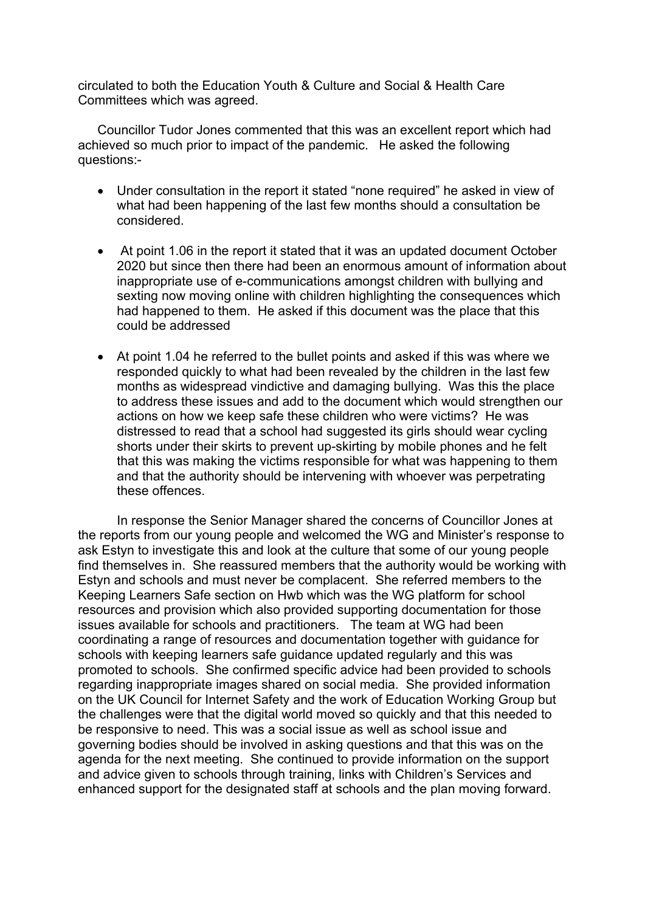circulated to both the Education Youth & Culture and Social & Health Care Committees which was agreed.

Councillor Tudor Jones commented that this was an excellent report which had achieved so much prior to impact of the pandemic. He asked the following questions:-

- Under consultation in the report it stated "none required" he asked in view of what had been happening of the last few months should a consultation be considered.
- At point 1.06 in the report it stated that it was an updated document October 2020 but since then there had been an enormous amount of information about inappropriate use of e-communications amongst children with bullying and sexting now moving online with children highlighting the consequences which had happened to them. He asked if this document was the place that this could be addressed
- At point 1.04 he referred to the bullet points and asked if this was where we responded quickly to what had been revealed by the children in the last few months as widespread vindictive and damaging bullying. Was this the place to address these issues and add to the document which would strengthen our actions on how we keep safe these children who were victims? He was distressed to read that a school had suggested its girls should wear cycling shorts under their skirts to prevent up-skirting by mobile phones and he felt that this was making the victims responsible for what was happening to them and that the authority should be intervening with whoever was perpetrating these offences.

In response the Senior Manager shared the concerns of Councillor Jones at the reports from our young people and welcomed the WG and Minister's response to ask Estyn to investigate this and look at the culture that some of our young people find themselves in. She reassured members that the authority would be working with Estyn and schools and must never be complacent. She referred members to the Keeping Learners Safe section on Hwb which was the WG platform for school resources and provision which also provided supporting documentation for those issues available for schools and practitioners. The team at WG had been coordinating a range of resources and documentation together with guidance for schools with keeping learners safe guidance updated regularly and this was promoted to schools. She confirmed specific advice had been provided to schools regarding inappropriate images shared on social media. She provided information on the UK Council for Internet Safety and the work of Education Working Group but the challenges were that the digital world moved so quickly and that this needed to be responsive to need. This was a social issue as well as school issue and governing bodies should be involved in asking questions and that this was on the agenda for the next meeting. She continued to provide information on the support and advice given to schools through training, links with Children's Services and enhanced support for the designated staff at schools and the plan moving forward.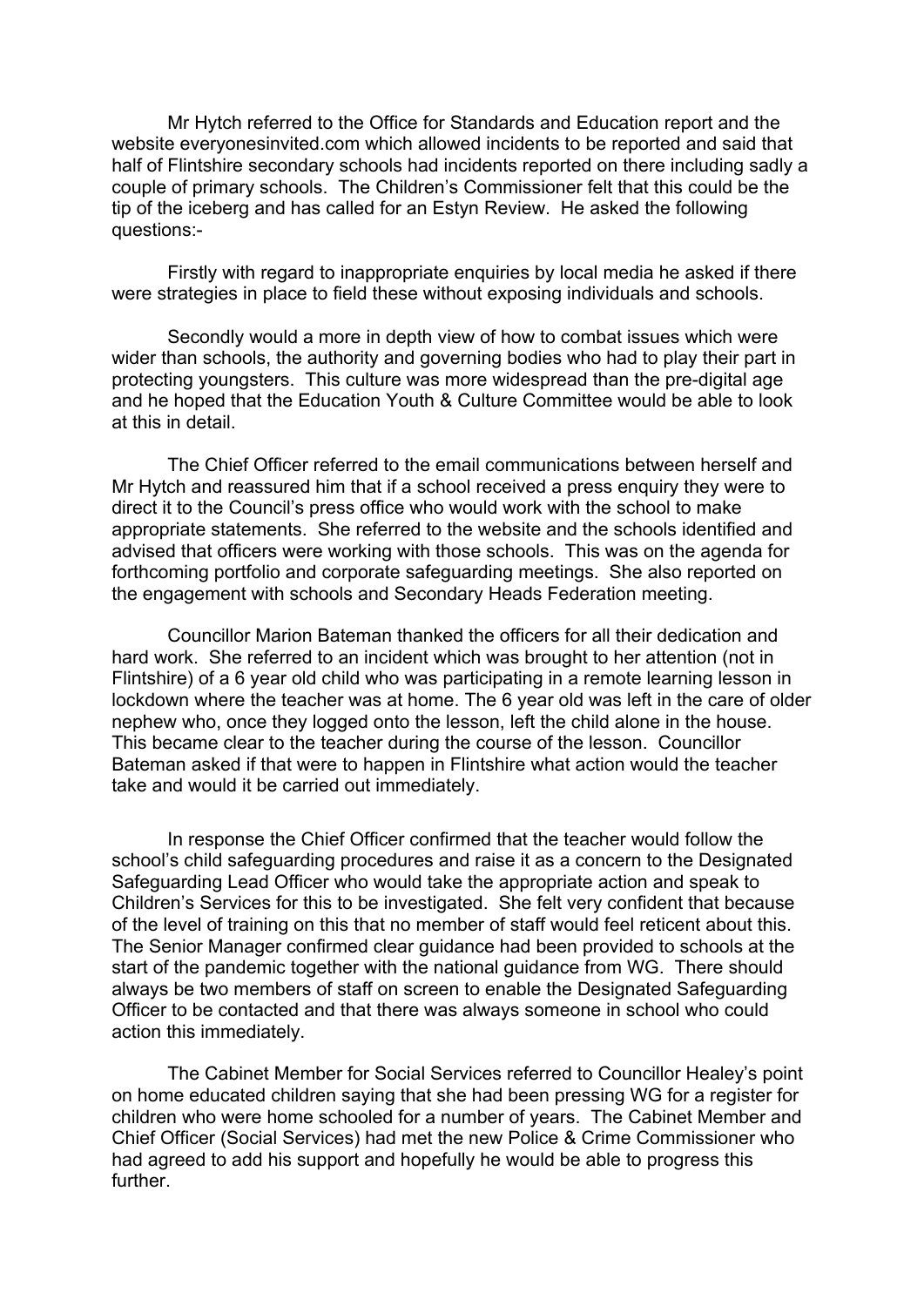Mr Hytch referred to the Office for Standards and Education report and the website everyonesinvited.com which allowed incidents to be reported and said that half of Flintshire secondary schools had incidents reported on there including sadly a couple of primary schools. The Children's Commissioner felt that this could be the tip of the iceberg and has called for an Estyn Review. He asked the following questions:-

Firstly with regard to inappropriate enquiries by local media he asked if there were strategies in place to field these without exposing individuals and schools.

Secondly would a more in depth view of how to combat issues which were wider than schools, the authority and governing bodies who had to play their part in protecting youngsters. This culture was more widespread than the pre-digital age and he hoped that the Education Youth & Culture Committee would be able to look at this in detail.

The Chief Officer referred to the email communications between herself and Mr Hytch and reassured him that if a school received a press enquiry they were to direct it to the Council's press office who would work with the school to make appropriate statements. She referred to the website and the schools identified and advised that officers were working with those schools. This was on the agenda for forthcoming portfolio and corporate safeguarding meetings. She also reported on the engagement with schools and Secondary Heads Federation meeting.

Councillor Marion Bateman thanked the officers for all their dedication and hard work. She referred to an incident which was brought to her attention (not in Flintshire) of a 6 year old child who was participating in a remote learning lesson in lockdown where the teacher was at home. The 6 year old was left in the care of older nephew who, once they logged onto the lesson, left the child alone in the house. This became clear to the teacher during the course of the lesson. Councillor Bateman asked if that were to happen in Flintshire what action would the teacher take and would it be carried out immediately.

In response the Chief Officer confirmed that the teacher would follow the school's child safeguarding procedures and raise it as a concern to the Designated Safeguarding Lead Officer who would take the appropriate action and speak to Children's Services for this to be investigated. She felt very confident that because of the level of training on this that no member of staff would feel reticent about this. The Senior Manager confirmed clear guidance had been provided to schools at the start of the pandemic together with the national guidance from WG. There should always be two members of staff on screen to enable the Designated Safeguarding Officer to be contacted and that there was always someone in school who could action this immediately.

The Cabinet Member for Social Services referred to Councillor Healey's point on home educated children saying that she had been pressing WG for a register for children who were home schooled for a number of years. The Cabinet Member and Chief Officer (Social Services) had met the new Police & Crime Commissioner who had agreed to add his support and hopefully he would be able to progress this further.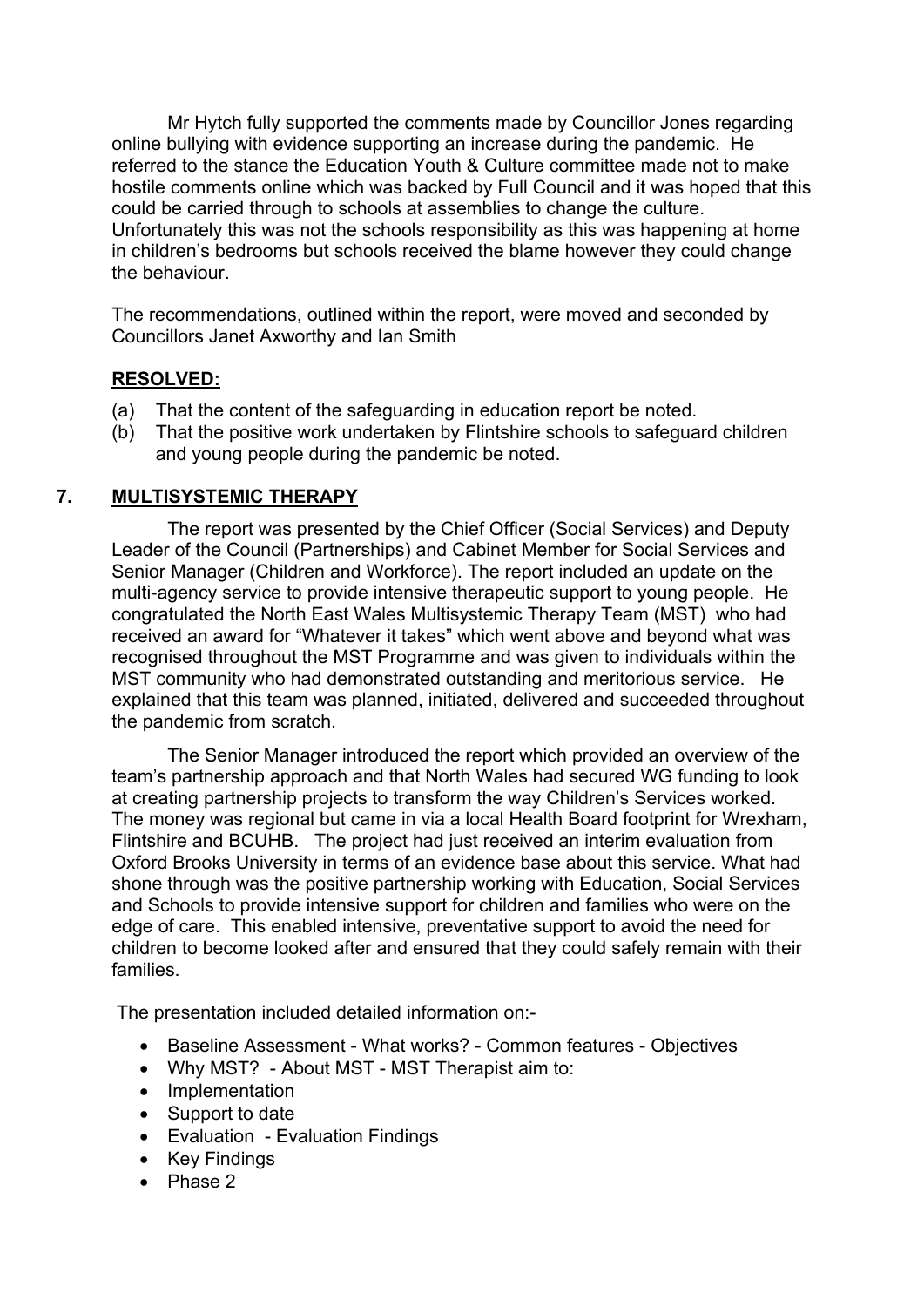Mr Hytch fully supported the comments made by Councillor Jones regarding online bullying with evidence supporting an increase during the pandemic. He referred to the stance the Education Youth & Culture committee made not to make hostile comments online which was backed by Full Council and it was hoped that this could be carried through to schools at assemblies to change the culture. Unfortunately this was not the schools responsibility as this was happening at home in children's bedrooms but schools received the blame however they could change the behaviour.

The recommendations, outlined within the report, were moved and seconded by Councillors Janet Axworthy and Ian Smith

**RESOLVED:**

(a) That the content of the safeguarding in education report be noted.

(b) That the positive work undertaken by Flintshire schools to safeguard children and young people during the pandemic be noted.

## 7. MULTISYSTEMIC THERAPY

The report was presented by the Chief Officer (Social Services) and Deputy Leader of the Council (Partnerships) and Cabinet Member for Social Services and Senior Manager (Children and Workforce). The report included an update on the multi-agency service to provide intensive therapeutic support to young people. He congratulated the North East Wales Multisystemic Therapy Team (MST) who had received an award for "Whatever it takes" which went above and beyond what was recognised throughout the MST Programme and was given to individuals within the MST community who had demonstrated outstanding and meritorious service. He explained that this team was planned, initiated, delivered and succeeded throughout the pandemic from scratch.

The Senior Manager introduced the report which provided an overview of the team's partnership approach and that North Wales had secured WG funding to look at creating partnership projects to transform the way Children's Services worked. The money was regional but came in via a local Health Board footprint for Wrexham, Flintshire and BCUHB. The project had just received an interim evaluation from Oxford Brooks University in terms of an evidence base about this service. What had shone through was the positive partnership working with Education, Social Services and Schools to provide intensive support for children and families who were on the edge of care. This enabled intensive, preventative support to avoid the need for children to become looked after and ensured that they could safely remain with their families.

The presentation included detailed information on:-

- Baseline Assessment - What works? - Common features - Objectives
- Why MST? - About MST - MST Therapist aim to:
- Implementation
- Support to date
- Evaluation - Evaluation Findings
- Key Findings
- Phase 2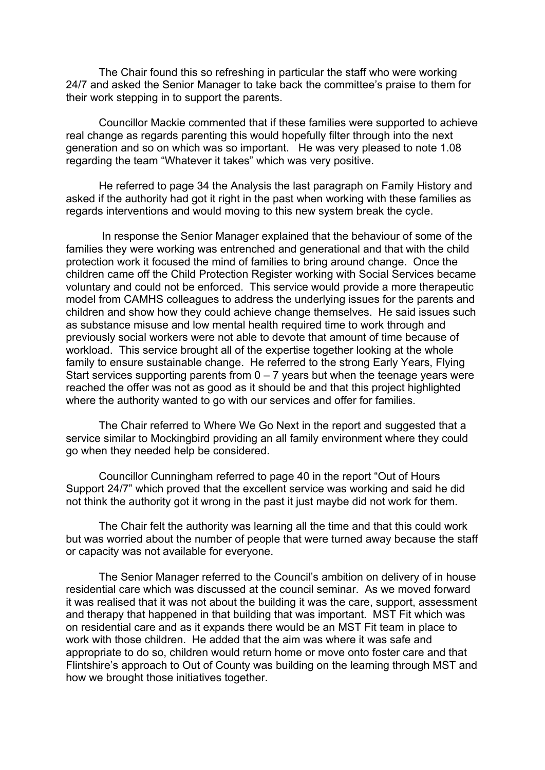The Chair found this so refreshing in particular the staff who were working 24/7 and asked the Senior Manager to take back the committee's praise to them for their work stepping in to support the parents.

Councillor Mackie commented that if these families were supported to achieve real change as regards parenting this would hopefully filter through into the next generation and so on which was so important. He was very pleased to note 1.08 regarding the team "Whatever it takes" which was very positive.

He referred to page 34 the Analysis the last paragraph on Family History and asked if the authority had got it right in the past when working with these families as regards interventions and would moving to this new system break the cycle.

In response the Senior Manager explained that the behaviour of some of the families they were working was entrenched and generational and that with the child protection work it focused the mind of families to bring around change. Once the children came off the Child Protection Register working with Social Services became voluntary and could not be enforced. This service would provide a more therapeutic model from CAMHS colleagues to address the underlying issues for the parents and children and show how they could achieve change themselves. He said issues such as substance misuse and low mental health required time to work through and previously social workers were not able to devote that amount of time because of workload. This service brought all of the expertise together looking at the whole family to ensure sustainable change. He referred to the strong Early Years, Flying Start services supporting parents from 0 – 7 years but when the teenage years were reached the offer was not as good as it should be and that this project highlighted where the authority wanted to go with our services and offer for families.

The Chair referred to Where We Go Next in the report and suggested that a service similar to Mockingbird providing an all family environment where they could go when they needed help be considered.

Councillor Cunningham referred to page 40 in the report "Out of Hours Support 24/7" which proved that the excellent service was working and said he did not think the authority got it wrong in the past it just maybe did not work for them.

The Chair felt the authority was learning all the time and that this could work but was worried about the number of people that were turned away because the staff or capacity was not available for everyone.

The Senior Manager referred to the Council's ambition on delivery of in house residential care which was discussed at the council seminar. As we moved forward it was realised that it was not about the building it was the care, support, assessment and therapy that happened in that building that was important. MST Fit which was on residential care and as it expands there would be an MST Fit team in place to work with those children. He added that the aim was where it was safe and appropriate to do so, children would return home or move onto foster care and that Flintshire's approach to Out of County was building on the learning through MST and how we brought those initiatives together.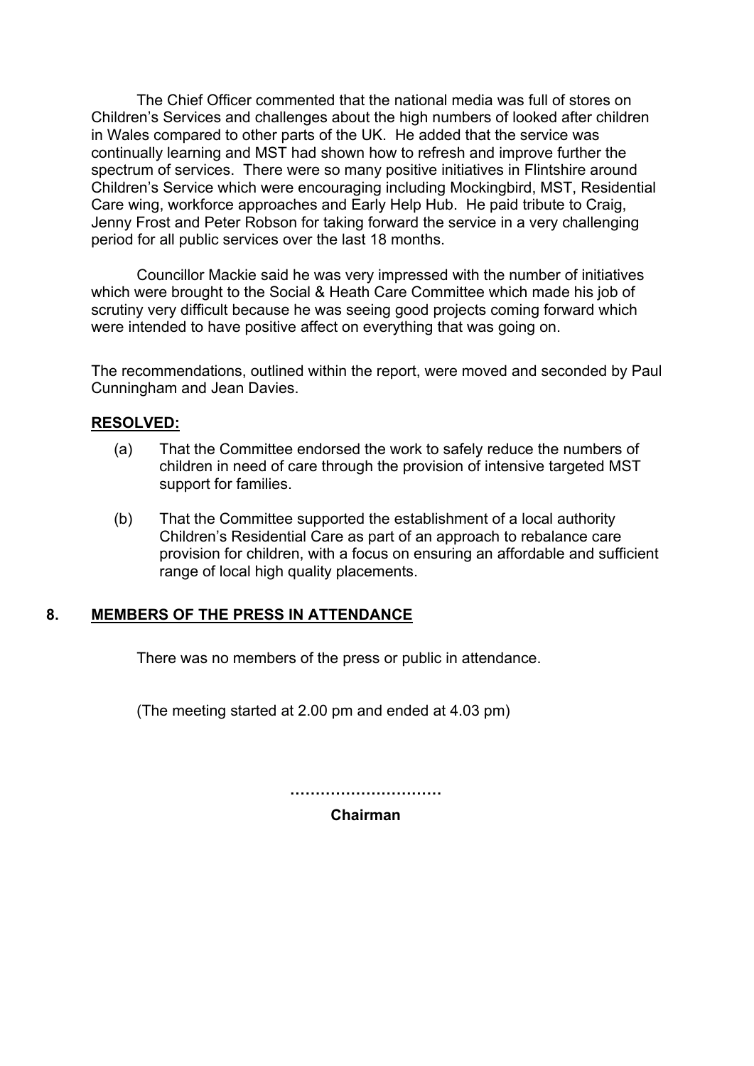The Chief Officer commented that the national media was full of stores on Children's Services and challenges about the high numbers of looked after children in Wales compared to other parts of the UK. He added that the service was continually learning and MST had shown how to refresh and improve further the spectrum of services. There were so many positive initiatives in Flintshire around Children's Service which were encouraging including Mockingbird, MST, Residential Care wing, workforce approaches and Early Help Hub. He paid tribute to Craig, Jenny Frost and Peter Robson for taking forward the service in a very challenging period for all public services over the last 18 months.

Councillor Mackie said he was very impressed with the number of initiatives which were brought to the Social & Heath Care Committee which made his job of scrutiny very difficult because he was seeing good projects coming forward which were intended to have positive affect on everything that was going on.

The recommendations, outlined within the report, were moved and seconded by Paul Cunningham and Jean Davies.

**RESOLVED:**

(a) That the Committee endorsed the work to safely reduce the numbers of children in need of care through the provision of intensive targeted MST support for families.

(b) That the Committee supported the establishment of a local authority Children's Residential Care as part of an approach to rebalance care provision for children, with a focus on ensuring an affordable and sufficient range of local high quality placements.

## 8. MEMBERS OF THE PRESS IN ATTENDANCE

There was no members of the press or public in attendance.

(The meeting started at 2.00 pm and ended at 4.03 pm)

…………………………

**Chairman**